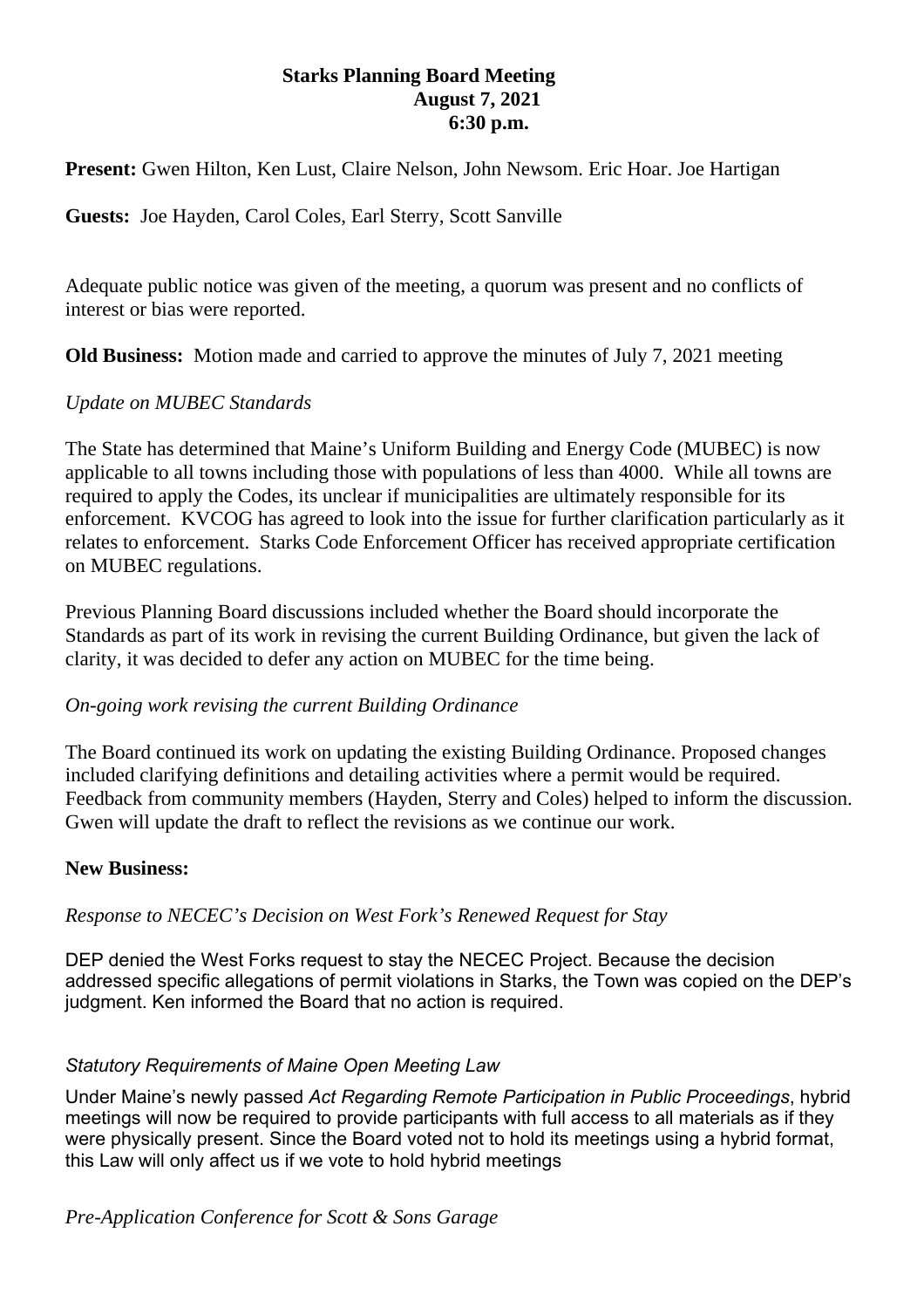# Starks Planning Board Meeting
## August 7, 2021
## 6:30 p.m.

**Present:** Gwen Hilton, Ken Lust, Claire Nelson, John Newsom. Eric Hoar. Joe Hartigan

**Guests:** Joe Hayden, Carol Coles, Earl Sterry, Scott Sanville

Adequate public notice was given of the meeting, a quorum was present and no conflicts of interest or bias were reported.

**Old Business:** Motion made and carried to approve the minutes of July 7, 2021 meeting

*Update on MUBEC Standards*

The State has determined that Maine's Uniform Building and Energy Code (MUBEC) is now applicable to all towns including those with populations of less than 4000. While all towns are required to apply the Codes, its unclear if municipalities are ultimately responsible for its enforcement. KVCOG has agreed to look into the issue for further clarification particularly as it relates to enforcement. Starks Code Enforcement Officer has received appropriate certification on MUBEC regulations.

Previous Planning Board discussions included whether the Board should incorporate the Standards as part of its work in revising the current Building Ordinance, but given the lack of clarity, it was decided to defer any action on MUBEC for the time being.

*On-going work revising the current Building Ordinance*

The Board continued its work on updating the existing Building Ordinance. Proposed changes included clarifying definitions and detailing activities where a permit would be required. Feedback from community members (Hayden, Sterry and Coles) helped to inform the discussion. Gwen will update the draft to reflect the revisions as we continue our work.

**New Business:**

*Response to NECEC's Decision on West Fork's Renewed Request for Stay*

DEP denied the West Forks request to stay the NECEC Project. Because the decision addressed specific allegations of permit violations in Starks, the Town was copied on the DEP's judgment. Ken informed the Board that no action is required.

*Statutory Requirements of Maine Open Meeting Law*

Under Maine's newly passed *Act Regarding Remote Participation in Public Proceedings*, hybrid meetings will now be required to provide participants with full access to all materials as if they were physically present. Since the Board voted not to hold its meetings using a hybrid format, this Law will only affect us if we vote to hold hybrid meetings

*Pre-Application Conference for Scott & Sons Garage*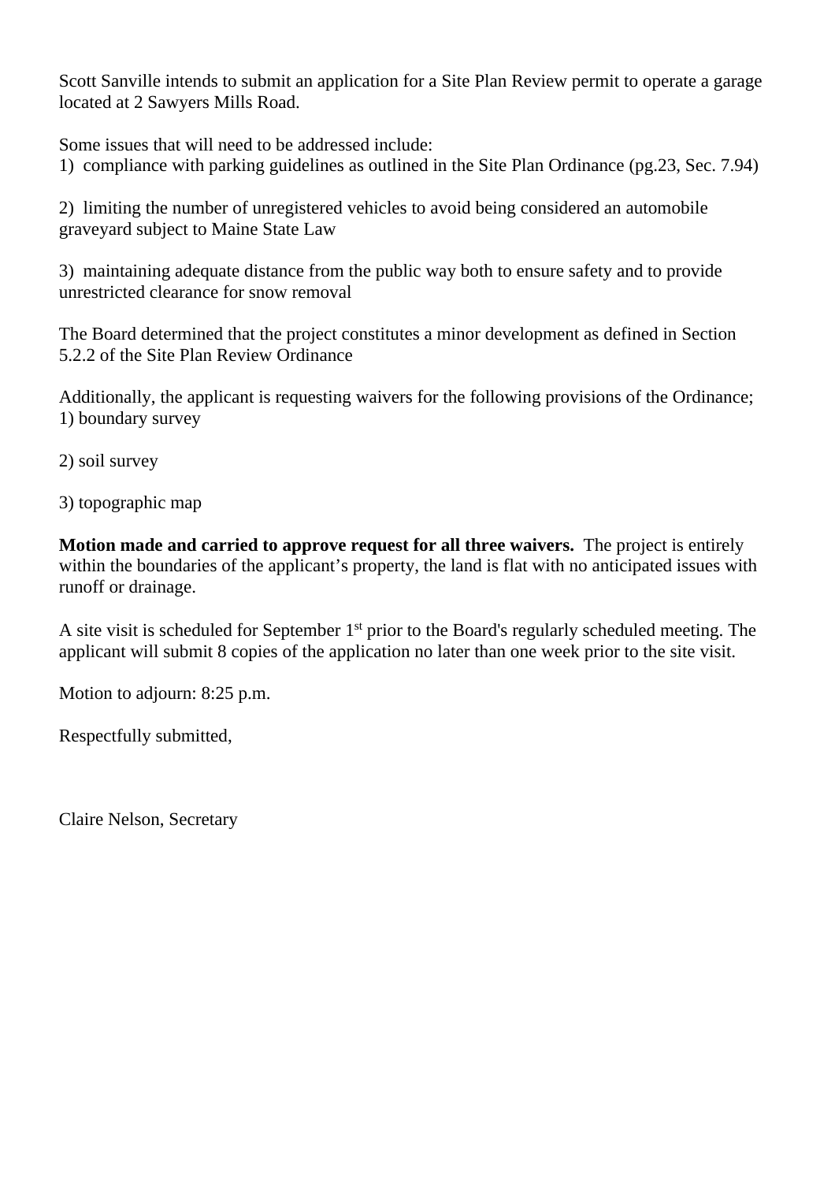Scott Sanville intends to submit an application for a Site Plan Review permit to operate a garage located at 2 Sawyers Mills Road.

Some issues that will need to be addressed include:
1) compliance with parking guidelines as outlined in the Site Plan Ordinance (pg.23, Sec. 7.94)

2) limiting the number of unregistered vehicles to avoid being considered an automobile graveyard subject to Maine State Law

3) maintaining adequate distance from the public way both to ensure safety and to provide unrestricted clearance for snow removal

The Board determined that the project constitutes a minor development as defined in Section 5.2.2 of the Site Plan Review Ordinance

Additionally, the applicant is requesting waivers for the following provisions of the Ordinance;
1) boundary survey

2) soil survey

3) topographic map

**Motion made and carried to approve request for all three waivers.** The project is entirely within the boundaries of the applicant's property, the land is flat with no anticipated issues with runoff or drainage.

A site visit is scheduled for September 1st prior to the Board's regularly scheduled meeting. The applicant will submit 8 copies of the application no later than one week prior to the site visit.

Motion to adjourn: 8:25 p.m.

Respectfully submitted,

Claire Nelson, Secretary